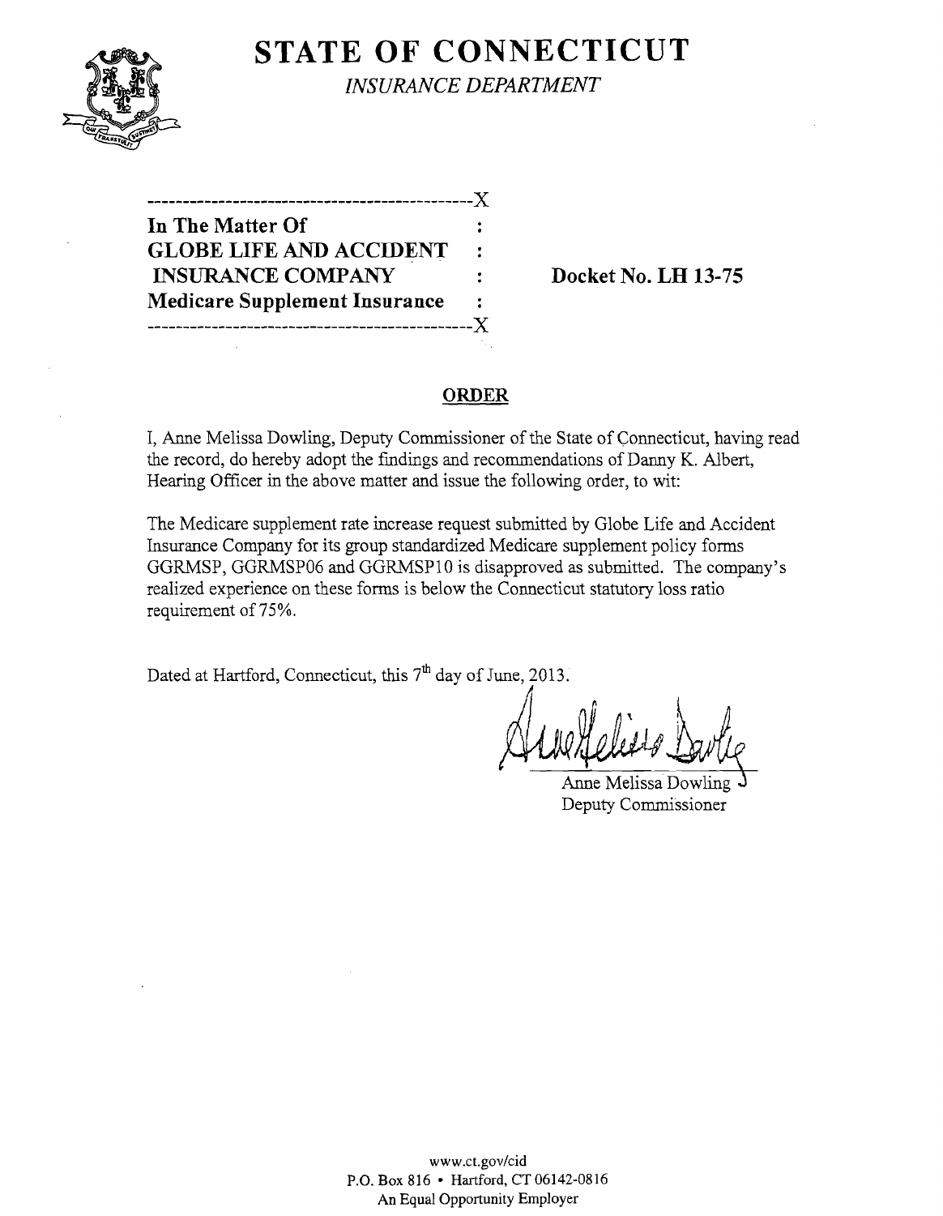# STATE OF CONNECTICUT

*INSURANCE DEPARTMENT*

---------------------------------------------X

**In The Matter Of** :
**GLOBE LIFE AND ACCIDENT** :
**INSURANCE COMPANY** : **Docket No. LH 13-75**
**Medicare Supplement Insurance** :

---------------------------------------------X

## ORDER

I, Anne Melissa Dowling, Deputy Commissioner of the State of Connecticut, having read the record, do hereby adopt the findings and recommendations of Danny K. Albert, Hearing Officer in the above matter and issue the following order, to wit:

The Medicare supplement rate increase request submitted by Globe Life and Accident Insurance Company for its group standardized Medicare supplement policy forms GGRMSP, GGRMSP06 and GGRMSP10 is disapproved as submitted. The company's realized experience on these forms is below the Connecticut statutory loss ratio requirement of 75%.

Dated at Hartford, Connecticut, this 7th day of June, 2013.

Anne Melissa Dowling
Deputy Commissioner

www.ct.gov/cid
P.O. Box 816 • Hartford, CT 06142-0816
An Equal Opportunity Employer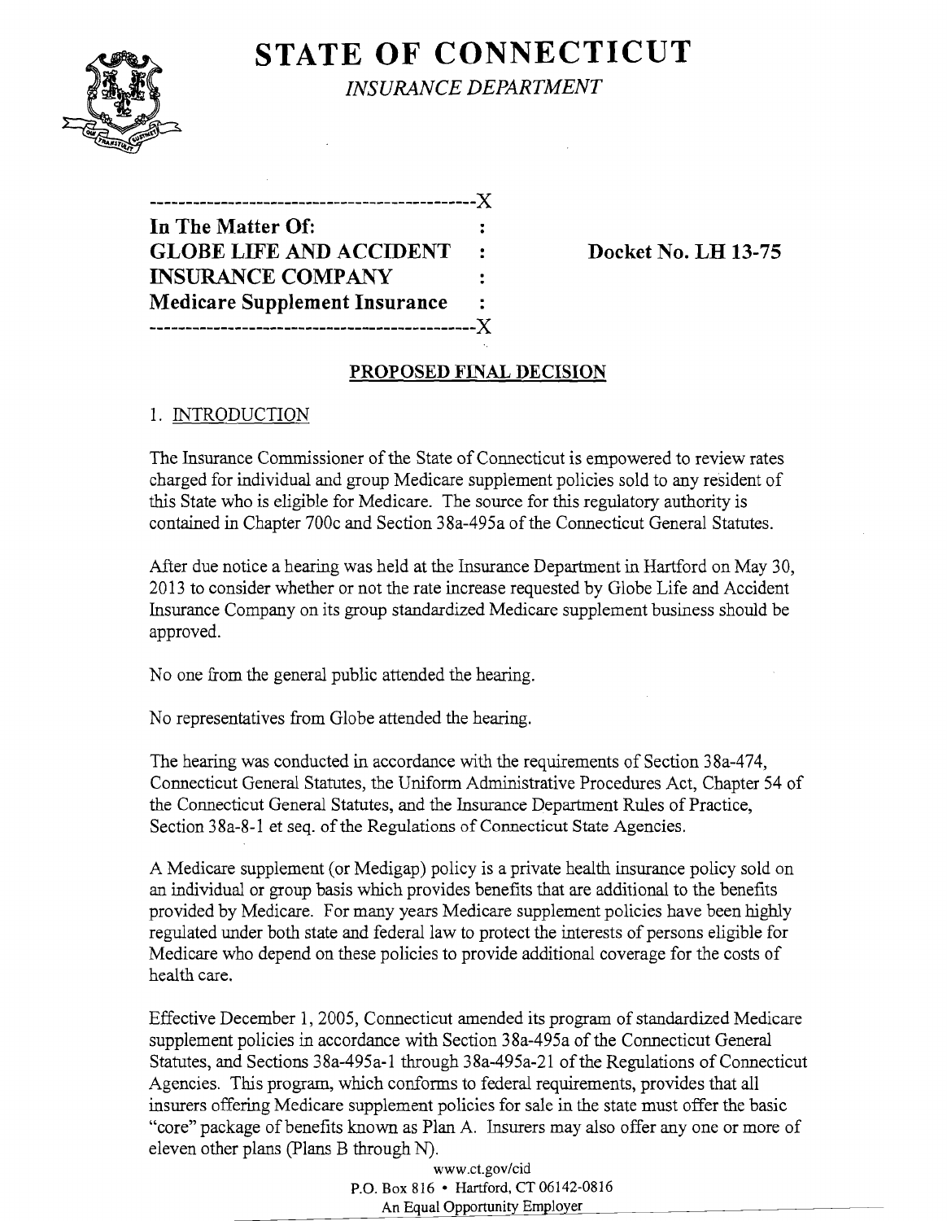# STATE OF CONNECTICUT

*INSURANCE DEPARTMENT*

```
---------------------------------------------X
In The Matter Of:                            :
GLOBE LIFE AND ACCIDENT                      :     Docket No. LH 13-75
INSURANCE COMPANY                            :
Medicare Supplement Insurance                :
---------------------------------------------X
```

## PROPOSED FINAL DECISION

### 1. INTRODUCTION

The Insurance Commissioner of the State of Connecticut is empowered to review rates charged for individual and group Medicare supplement policies sold to any resident of this State who is eligible for Medicare. The source for this regulatory authority is contained in Chapter 700c and Section 38a-495a of the Connecticut General Statutes.

After due notice a hearing was held at the Insurance Department in Hartford on May 30, 2013 to consider whether or not the rate increase requested by Globe Life and Accident Insurance Company on its group standardized Medicare supplement business should be approved.

No one from the general public attended the hearing.

No representatives from Globe attended the hearing.

The hearing was conducted in accordance with the requirements of Section 38a-474, Connecticut General Statutes, the Uniform Administrative Procedures Act, Chapter 54 of the Connecticut General Statutes, and the Insurance Department Rules of Practice, Section 38a-8-1 et seq. of the Regulations of Connecticut State Agencies.

A Medicare supplement (or Medigap) policy is a private health insurance policy sold on an individual or group basis which provides benefits that are additional to the benefits provided by Medicare. For many years Medicare supplement policies have been highly regulated under both state and federal law to protect the interests of persons eligible for Medicare who depend on these policies to provide additional coverage for the costs of health care.

Effective December 1, 2005, Connecticut amended its program of standardized Medicare supplement policies in accordance with Section 38a-495a of the Connecticut General Statutes, and Sections 38a-495a-1 through 38a-495a-21 of the Regulations of Connecticut Agencies. This program, which conforms to federal requirements, provides that all insurers offering Medicare supplement policies for sale in the state must offer the basic "core" package of benefits known as Plan A. Insurers may also offer any one or more of eleven other plans (Plans B through N).

www.ct.gov/cid
P.O. Box 816 • Hartford, CT 06142-0816
An Equal Opportunity Employer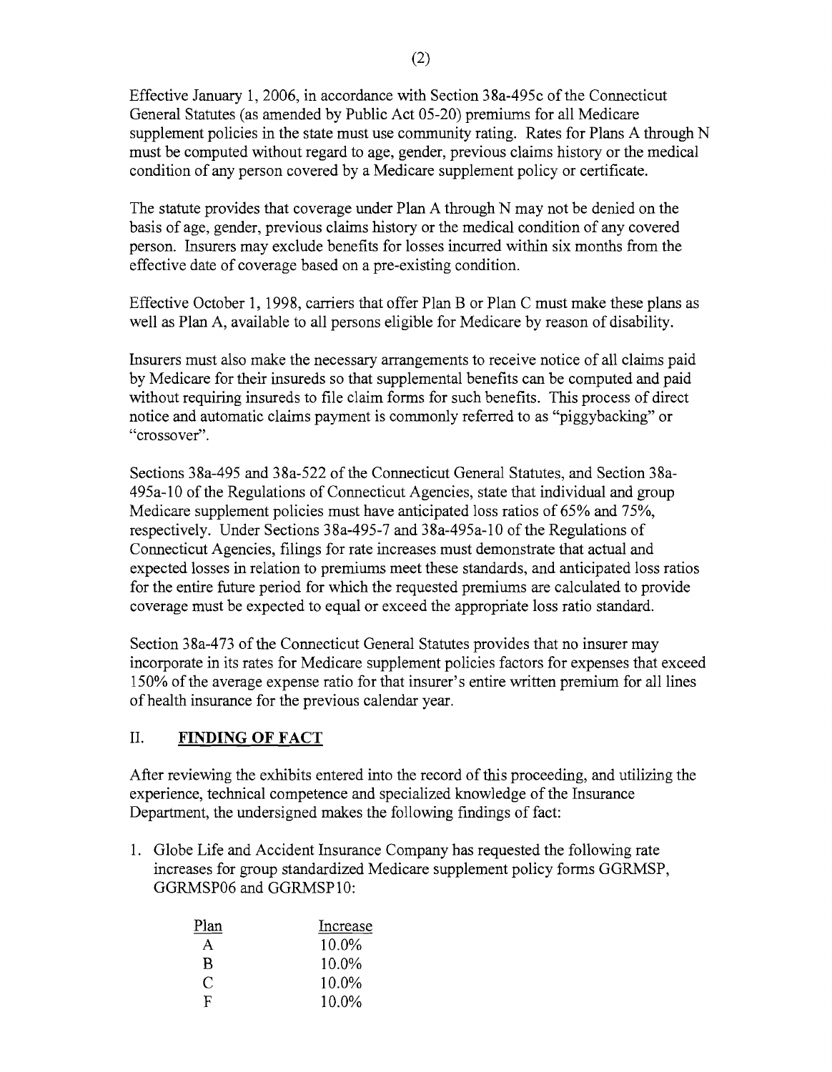Effective January 1, 2006, in accordance with Section 38a-495c of the Connecticut General Statutes (as amended by Public Act 05-20) premiums for all Medicare supplement policies in the state must use community rating. Rates for Plans A through N must be computed without regard to age, gender, previous claims history or the medical condition of any person covered by a Medicare supplement policy or certificate.

The statute provides that coverage under Plan A through N may not be denied on the basis of age, gender, previous claims history or the medical condition of any covered person. Insurers may exclude benefits for losses incurred within six months from the effective date of coverage based on a pre-existing condition.

Effective October 1, 1998, carriers that offer Plan B or Plan C must make these plans as well as Plan A, available to all persons eligible for Medicare by reason of disability.

Insurers must also make the necessary arrangements to receive notice of all claims paid by Medicare for their insureds so that supplemental benefits can be computed and paid without requiring insureds to file claim forms for such benefits. This process of direct notice and automatic claims payment is commonly referred to as "piggybacking" or "crossover".

Sections 38a-495 and 38a-522 of the Connecticut General Statutes, and Section 38a-495a-10 of the Regulations of Connecticut Agencies, state that individual and group Medicare supplement policies must have anticipated loss ratios of 65% and 75%, respectively. Under Sections 38a-495-7 and 38a-495a-10 of the Regulations of Connecticut Agencies, filings for rate increases must demonstrate that actual and expected losses in relation to premiums meet these standards, and anticipated loss ratios for the entire future period for which the requested premiums are calculated to provide coverage must be expected to equal or exceed the appropriate loss ratio standard.

Section 38a-473 of the Connecticut General Statutes provides that no insurer may incorporate in its rates for Medicare supplement policies factors for expenses that exceed 150% of the average expense ratio for that insurer's entire written premium for all lines of health insurance for the previous calendar year.

## II. FINDING OF FACT

After reviewing the exhibits entered into the record of this proceeding, and utilizing the experience, technical competence and specialized knowledge of the Insurance Department, the undersigned makes the following findings of fact:

1. Globe Life and Accident Insurance Company has requested the following rate increases for group standardized Medicare supplement policy forms GGRMSP, GGRMSP06 and GGRMSP10:

| Plan | Increase |
|---|---|
| A | 10.0% |
| B | 10.0% |
| C | 10.0% |
| F | 10.0% |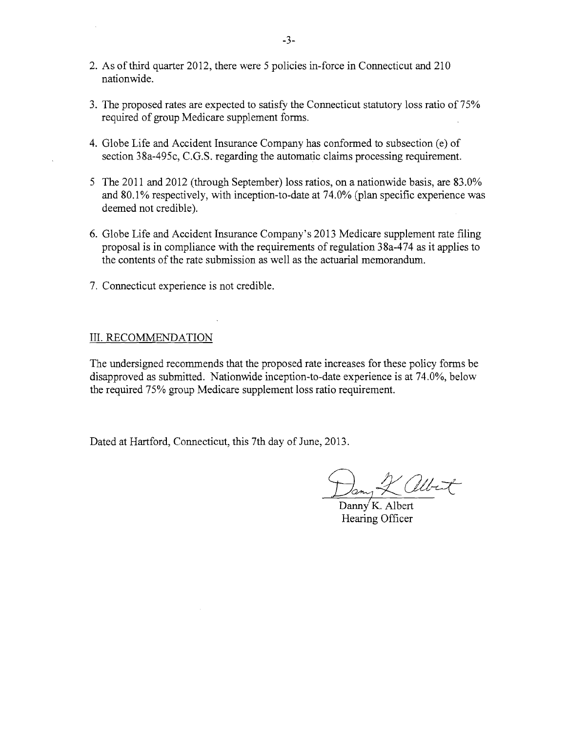2. As of third quarter 2012, there were 5 policies in-force in Connecticut and 210 nationwide.

3. The proposed rates are expected to satisfy the Connecticut statutory loss ratio of 75% required of group Medicare supplement forms.

4. Globe Life and Accident Insurance Company has conformed to subsection (e) of section 38a-495c, C.G.S. regarding the automatic claims processing requirement.

5 The 2011 and 2012 (through September) loss ratios, on a nationwide basis, are 83.0% and 80.1% respectively, with inception-to-date at 74.0% (plan specific experience was deemed not credible).

6. Globe Life and Accident Insurance Company's 2013 Medicare supplement rate filing proposal is in compliance with the requirements of regulation 38a-474 as it applies to the contents of the rate submission as well as the actuarial memorandum.

7. Connecticut experience is not credible.

## III. RECOMMENDATION

The undersigned recommends that the proposed rate increases for these policy forms be disapproved as submitted. Nationwide inception-to-date experience is at 74.0%, below the required 75% group Medicare supplement loss ratio requirement.

Dated at Hartford, Connecticut, this 7th day of June, 2013.

Danny K. Albert
Hearing Officer